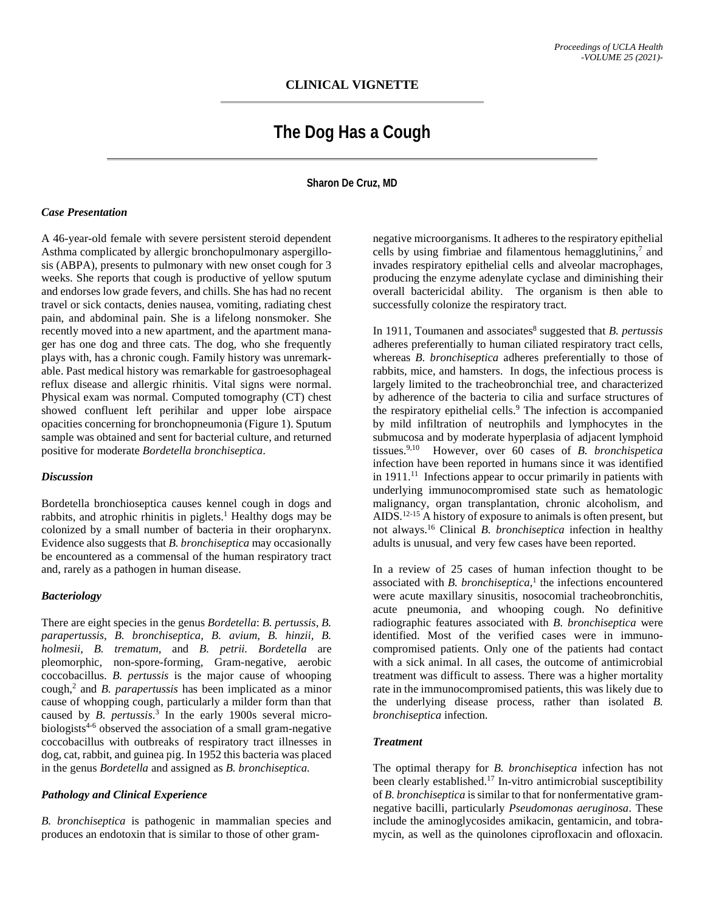## CLINICAL VIGNETTE

# The Dog Has a Cough

**Sharon De Cruz, MD**

### *Case Presentation*

A 46-year-old female with severe persistent steroid dependent Asthma complicated by allergic bronchopulmonary aspergillosis (ABPA), presents to pulmonary with new onset cough for 3 weeks. She reports that cough is productive of yellow sputum and endorses low grade fevers, and chills. She has had no recent travel or sick contacts, denies nausea, vomiting, radiating chest pain, and abdominal pain. She is a lifelong nonsmoker. She recently moved into a new apartment, and the apartment manager has one dog and three cats. The dog, who she frequently plays with, has a chronic cough. Family history was unremarkable. Past medical history was remarkable for gastroesophageal reflux disease and allergic rhinitis. Vital signs were normal. Physical exam was normal. Computed tomography (CT) chest showed confluent left perihilar and upper lobe airspace opacities concerning for bronchopneumonia (Figure 1). Sputum sample was obtained and sent for bacterial culture, and returned positive for moderate *Bordetella bronchiseptica*.

### *Discussion*

Bordetella bronchioseptica causes kennel cough in dogs and rabbits, and atrophic rhinitis in piglets.[1] Healthy dogs may be colonized by a small number of bacteria in their oropharynx. Evidence also suggests that *B. bronchiseptica* may occasionally be encountered as a commensal of the human respiratory tract and, rarely as a pathogen in human disease.

### *Bacteriology*

There are eight species in the genus *Bordetella*: *B. pertussis, B. parapertussis, B. bronchiseptica, B. avium, B. hinzii, B. holmesii, B. trematum,* and *B. petrii. Bordetella* are pleomorphic, non-spore-forming, Gram-negative, aerobic coccobacillus. *B. pertussis* is the major cause of whooping cough,[2] and *B. parapertussis* has been implicated as a minor cause of whooping cough, particularly a milder form than that caused by *B. pertussis*.[3] In the early 1900s several microbiologists[4-6] observed the association of a small gram-negative coccobacillus with outbreaks of respiratory tract illnesses in dog, cat, rabbit, and guinea pig. In 1952 this bacteria was placed in the genus *Bordetella* and assigned as *B. bronchiseptica.*

### *Pathology and Clinical Experience*

*B. bronchiseptica* is pathogenic in mammalian species and produces an endotoxin that is similar to those of other gram-negative microorganisms. It adheres to the respiratory epithelial cells by using fimbriae and filamentous hemagglutinins,[7] and invades respiratory epithelial cells and alveolar macrophages, producing the enzyme adenylate cyclase and diminishing their overall bactericidal ability. The organism is then able to successfully colonize the respiratory tract.

In 1911, Toumanen and associates[8] suggested that *B. pertussis* adheres preferentially to human ciliated respiratory tract cells, whereas *B. bronchiseptica* adheres preferentially to those of rabbits, mice, and hamsters. In dogs, the infectious process is largely limited to the tracheobronchial tree, and characterized by adherence of the bacteria to cilia and surface structures of the respiratory epithelial cells.[9] The infection is accompanied by mild infiltration of neutrophils and lymphocytes in the submucosa and by moderate hyperplasia of adjacent lymphoid tissues.[9,10] However, over 60 cases of *B. bronchispetica* infection have been reported in humans since it was identified in 1911.[11] Infections appear to occur primarily in patients with underlying immunocompromised state such as hematologic malignancy, organ transplantation, chronic alcoholism, and AIDS.[12-15] A history of exposure to animals is often present, but not always.[16] Clinical *B. bronchiseptica* infection in healthy adults is unusual, and very few cases have been reported.

In a review of 25 cases of human infection thought to be associated with *B. bronchiseptica*,[1] the infections encountered were acute maxillary sinusitis, nosocomial tracheobronchitis, acute pneumonia, and whooping cough. No definitive radiographic features associated with *B. bronchiseptica* were identified. Most of the verified cases were in immunocompromised patients. Only one of the patients had contact with a sick animal. In all cases, the outcome of antimicrobial treatment was difficult to assess. There was a higher mortality rate in the immunocompromised patients, this was likely due to the underlying disease process, rather than isolated *B. bronchiseptica* infection.

### *Treatment*

The optimal therapy for *B. bronchiseptica* infection has not been clearly established.[17] In-vitro antimicrobial susceptibility of *B. bronchiseptica* is similar to that for nonfermentative gram-negative bacilli, particularly *Pseudomonas aeruginosa*. These include the aminoglycosides amikacin, gentamicin, and tobramycin, as well as the quinolones ciprofloxacin and ofloxacin.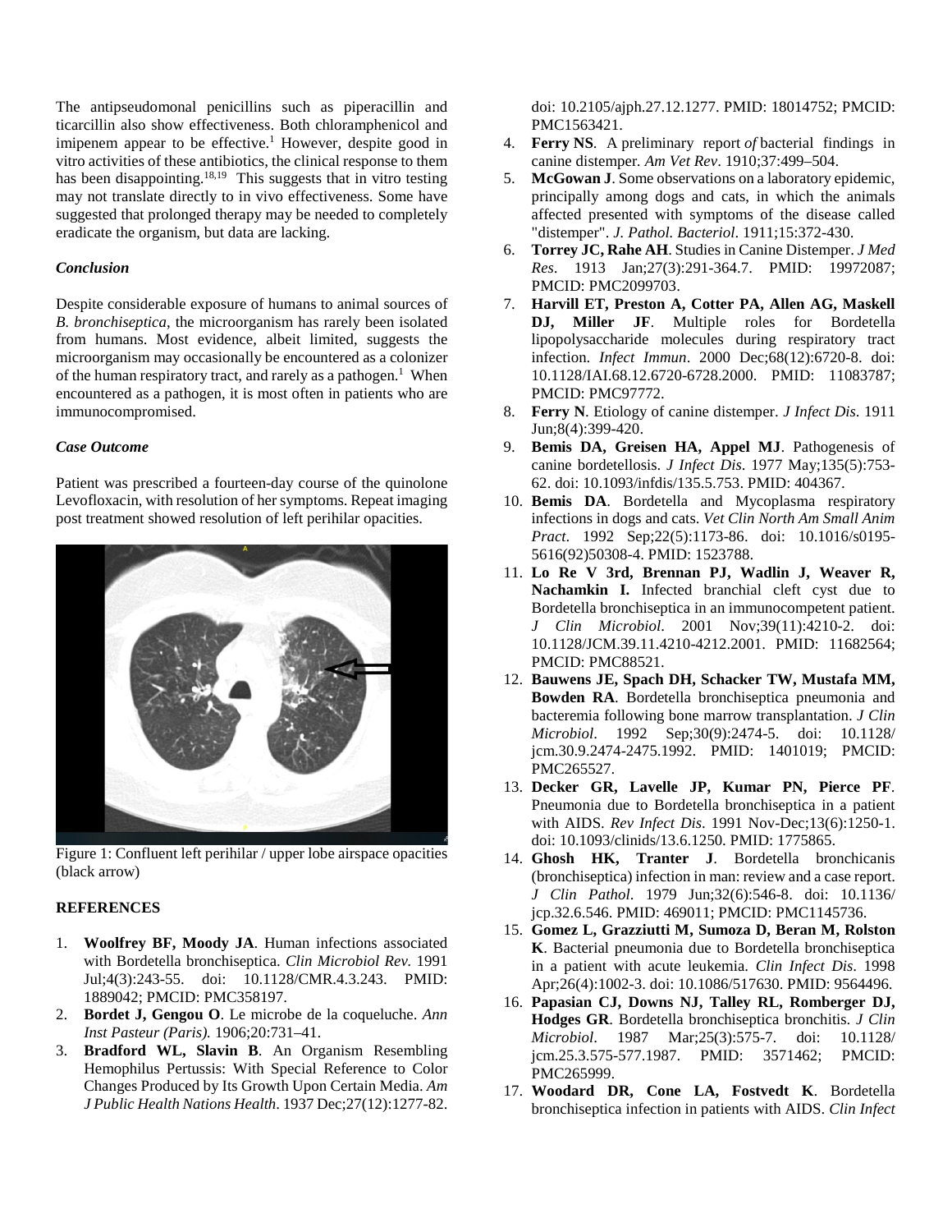The antipseudomonal penicillins such as piperacillin and ticarcillin also show effectiveness. Both chloramphenicol and imipenem appear to be effective.[1] However, despite good in vitro activities of these antibiotics, the clinical response to them has been disappointing.[18,19] This suggests that in vitro testing may not translate directly to in vivo effectiveness. Some have suggested that prolonged therapy may be needed to completely eradicate the organism, but data are lacking.

### *Conclusion*

Despite considerable exposure of humans to animal sources of *B. bronchiseptica*, the microorganism has rarely been isolated from humans. Most evidence, albeit limited, suggests the microorganism may occasionally be encountered as a colonizer of the human respiratory tract, and rarely as a pathogen.[1] When encountered as a pathogen, it is most often in patients who are immunocompromised.

### *Case Outcome*

Patient was prescribed a fourteen-day course of the quinolone Levofloxacin, with resolution of her symptoms. Repeat imaging post treatment showed resolution of left perihilar opacities.

Figure 1: Confluent left perihilar / upper lobe airspace opacities (black arrow)

## REFERENCES

1. **Woolfrey BF, Moody JA**. Human infections associated with Bordetella bronchiseptica. *Clin Microbiol Rev.* 1991 Jul;4(3):243-55. doi: 10.1128/CMR.4.3.243. PMID: 1889042; PMCID: PMC358197.
2. **Bordet J, Gengou O**. Le microbe de la coqueluche. *Ann Inst Pasteur (Paris).* 1906;20:731–41.
3. **Bradford WL, Slavin B**. An Organism Resembling Hemophilus Pertussis: With Special Reference to Color Changes Produced by Its Growth Upon Certain Media. *Am J Public Health Nations Health*. 1937 Dec;27(12):1277-82. doi: 10.2105/ajph.27.12.1277. PMID: 18014752; PMCID: PMC1563421.
4. **Ferry NS**. A preliminary report *of* bacterial findings in canine distemper. *Am Vet Rev*. 1910;37:499–504.
5. **McGowan J**. Some observations on a laboratory epidemic, principally among dogs and cats, in which the animals affected presented with symptoms of the disease called "distemper". *J. Pathol. Bacteriol*. 1911;15:372-430.
6. **Torrey JC, Rahe AH**. Studies in Canine Distemper. *J Med Res*. 1913 Jan;27(3):291-364.7. PMID: 19972087; PMCID: PMC2099703.
7. **Harvill ET, Preston A, Cotter PA, Allen AG, Maskell DJ, Miller JF**. Multiple roles for Bordetella lipopolysaccharide molecules during respiratory tract infection. *Infect Immun*. 2000 Dec;68(12):6720-8. doi: 10.1128/IAI.68.12.6720-6728.2000. PMID: 11083787; PMCID: PMC97772.
8. **Ferry N**. Etiology of canine distemper. *J Infect Dis*. 1911 Jun;8(4):399-420.
9. **Bemis DA, Greisen HA, Appel MJ**. Pathogenesis of canine bordetellosis. *J Infect Dis*. 1977 May;135(5):753-62. doi: 10.1093/infdis/135.5.753. PMID: 404367.
10. **Bemis DA**. Bordetella and Mycoplasma respiratory infections in dogs and cats. *Vet Clin North Am Small Anim Pract*. 1992 Sep;22(5):1173-86. doi: 10.1016/s0195-5616(92)50308-4. PMID: 1523788.
11. **Lo Re V 3rd, Brennan PJ, Wadlin J, Weaver R, Nachamkin I.** Infected branchial cleft cyst due to Bordetella bronchiseptica in an immunocompetent patient. *J Clin Microbiol*. 2001 Nov;39(11):4210-2. doi: 10.1128/JCM.39.11.4210-4212.2001. PMID: 11682564; PMCID: PMC88521.
12. **Bauwens JE, Spach DH, Schacker TW, Mustafa MM, Bowden RA**. Bordetella bronchiseptica pneumonia and bacteremia following bone marrow transplantation. *J Clin Microbiol*. 1992 Sep;30(9):2474-5. doi: 10.1128/ jcm.30.9.2474-2475.1992. PMID: 1401019; PMCID: PMC265527.
13. **Decker GR, Lavelle JP, Kumar PN, Pierce PF**. Pneumonia due to Bordetella bronchiseptica in a patient with AIDS. *Rev Infect Dis*. 1991 Nov-Dec;13(6):1250-1. doi: 10.1093/clinids/13.6.1250. PMID: 1775865.
14. **Ghosh HK, Tranter J**. Bordetella bronchicanis (bronchiseptica) infection in man: review and a case report. *J Clin Pathol*. 1979 Jun;32(6):546-8. doi: 10.1136/ jcp.32.6.546. PMID: 469011; PMCID: PMC1145736.
15. **Gomez L, Grazziutti M, Sumoza D, Beran M, Rolston K**. Bacterial pneumonia due to Bordetella bronchiseptica in a patient with acute leukemia. *Clin Infect Dis*. 1998 Apr;26(4):1002-3. doi: 10.1086/517630. PMID: 9564496.
16. **Papasian CJ, Downs NJ, Talley RL, Romberger DJ, Hodges GR**. Bordetella bronchiseptica bronchitis. *J Clin Microbiol*. 1987 Mar;25(3):575-7. doi: 10.1128/ jcm.25.3.575-577.1987. PMID: 3571462; PMCID: PMC265999.
17. **Woodard DR, Cone LA, Fostvedt K**. Bordetella bronchiseptica infection in patients with AIDS. *Clin Infect*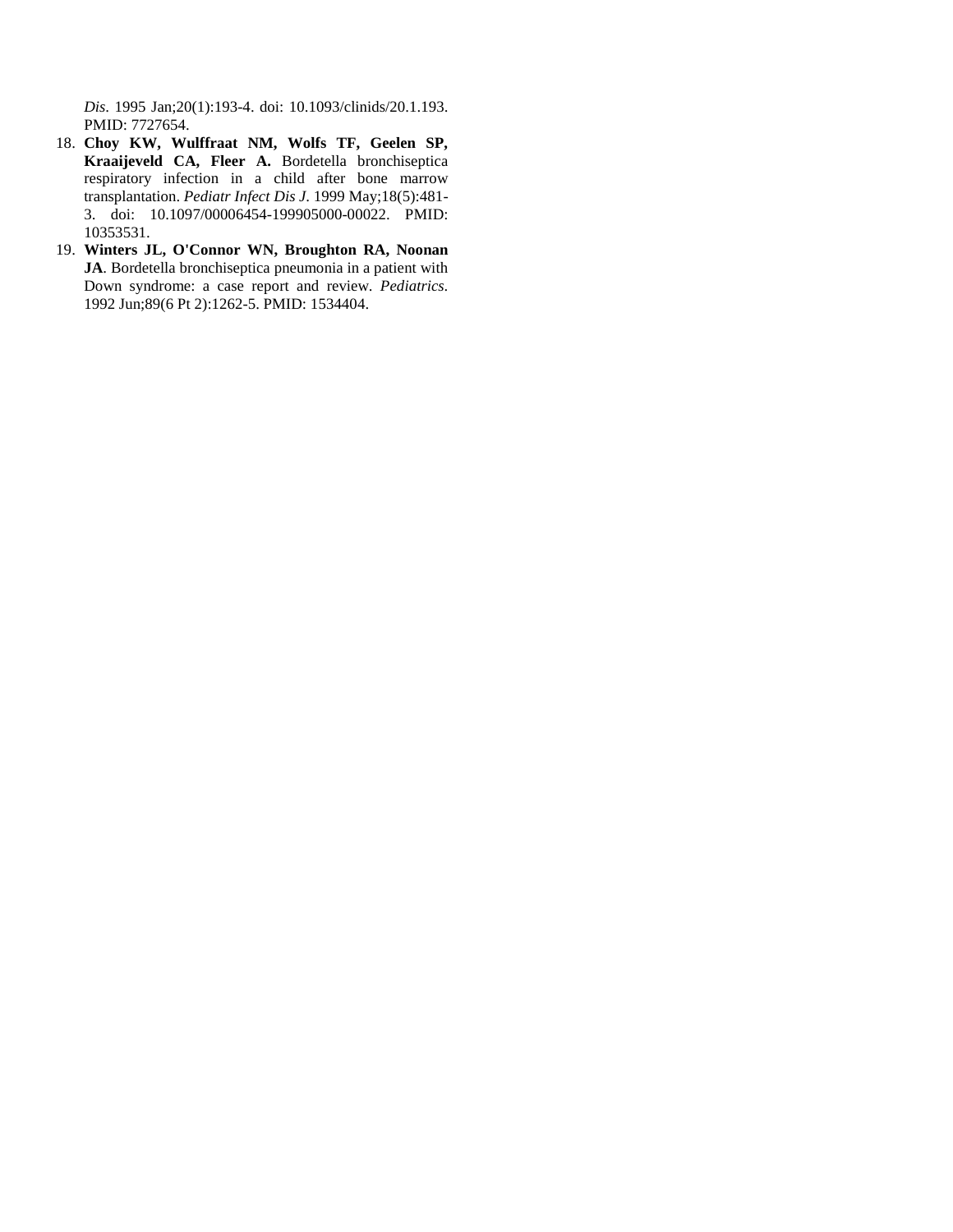*Dis*. 1995 Jan;20(1):193-4. doi: 10.1093/clinids/20.1.193. PMID: 7727654.

18. **Choy KW, Wulffraat NM, Wolfs TF, Geelen SP, Kraaijeveld CA, Fleer A.** Bordetella bronchiseptica respiratory infection in a child after bone marrow transplantation. *Pediatr Infect Dis J*. 1999 May;18(5):481-3. doi: 10.1097/00006454-199905000-00022. PMID: 10353531.
19. **Winters JL, O'Connor WN, Broughton RA, Noonan JA**. Bordetella bronchiseptica pneumonia in a patient with Down syndrome: a case report and review. *Pediatrics*. 1992 Jun;89(6 Pt 2):1262-5. PMID: 1534404.